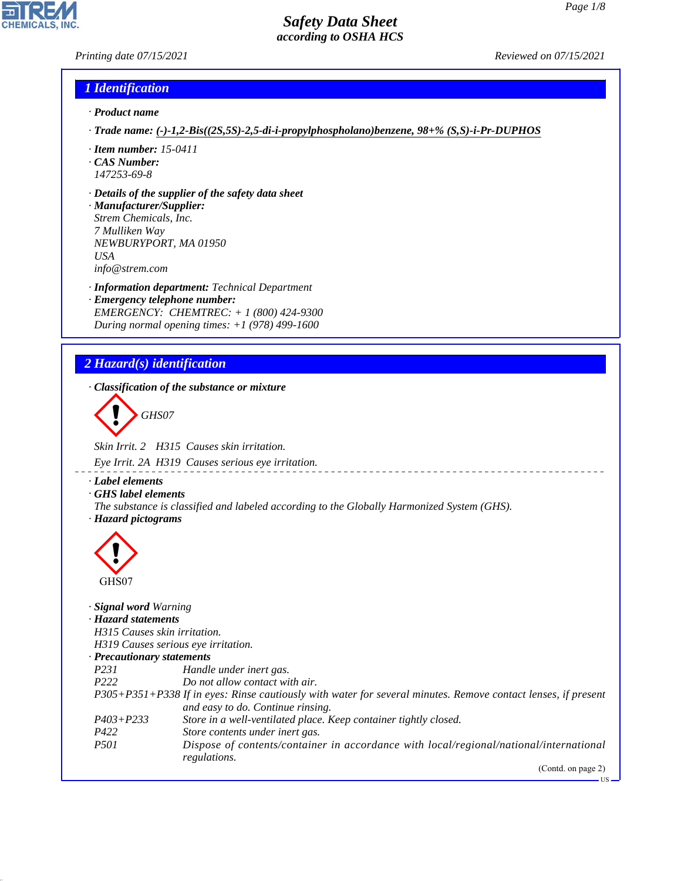# Safety Data Sheet
## according to OSHA HCS

Printing date 07/15/2021 Reviewed on 07/15/2021

## 1 Identification

· **Product name**

· **Trade name:** **(-)-1,2-Bis((2S,5S)-2,5-di-i-propylphospholano)benzene, 98+% (S,S)-i-Pr-DUPHOS**

· **Item number:** 15-0411

· **CAS Number:**
147253-69-8

· **Details of the supplier of the safety data sheet**

· **Manufacturer/Supplier:**
Strem Chemicals, Inc.
7 Mulliken Way
NEWBURYPORT, MA 01950
USA
info@strem.com

· **Information department:** Technical Department

· **Emergency telephone number:**
EMERGENCY: CHEMTREC: + 1 (800) 424-9300
During normal opening times: +1 (978) 499-1600

## 2 Hazard(s) identification

· **Classification of the substance or mixture**

GHS07

Skin Irrit. 2 H315 Causes skin irritation.

Eye Irrit. 2A H319 Causes serious eye irritation.

· **Label elements**

· **GHS label elements**
The substance is classified and labeled according to the Globally Harmonized System (GHS).

· **Hazard pictograms**

GHS07

· **Signal word** Warning

· **Hazard statements**
H315 Causes skin irritation.
H319 Causes serious eye irritation.

· **Precautionary statements**

| | |
|---|---|
| P231 | Handle under inert gas. |
| P222 | Do not allow contact with air. |
| P305+P351+P338 | If in eyes: Rinse cautiously with water for several minutes. Remove contact lenses, if present and easy to do. Continue rinsing. |
| P403+P233 | Store in a well-ventilated place. Keep container tightly closed. |
| P422 | Store contents under inert gas. |
| P501 | Dispose of contents/container in accordance with local/regional/national/international regulations. |

(Contd. on page 2)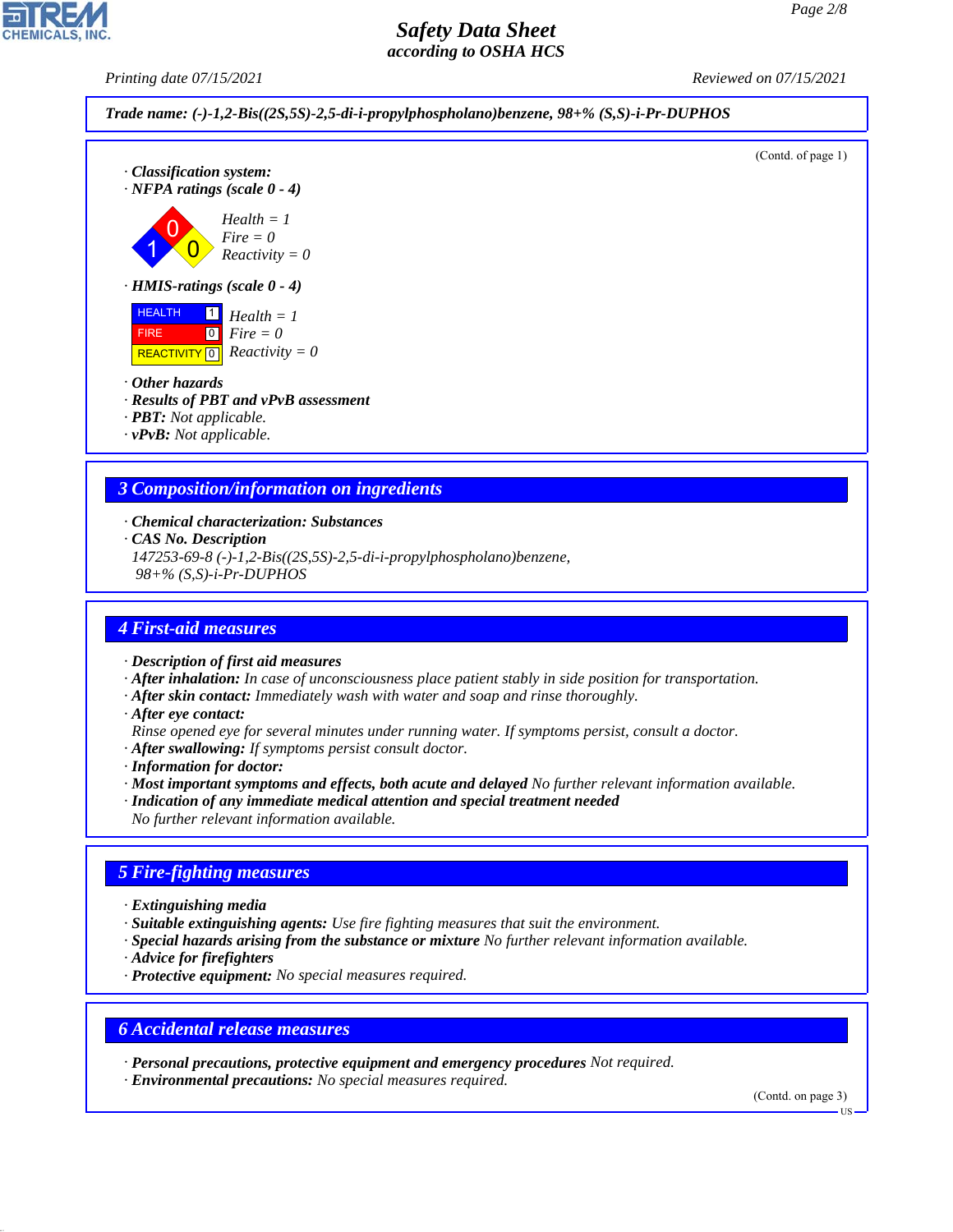Trade name: (-)-1,2-Bis((2S,5S)-2,5-di-i-propylphospholano)benzene, 98+% (S,S)-i-Pr-DUPHOS

(Contd. of page 1)

· **Classification system:**
· **NFPA ratings (scale 0 - 4)**

Health = 1
Fire = 0
Reactivity = 0

· **HMIS-ratings (scale 0 - 4)**

| | | |
|---|---|---|
| HEALTH | 1 | Health = 1 |
| FIRE | 0 | Fire = 0 |
| REACTIVITY | 0 | Reactivity = 0 |

· **Other hazards**
· **Results of PBT and vPvB assessment**
· **PBT:** Not applicable.
· **vPvB:** Not applicable.

## 3 Composition/information on ingredients

· **Chemical characterization: Substances**
· **CAS No. Description**
147253-69-8 (-)-1,2-Bis((2S,5S)-2,5-di-i-propylphospholano)benzene, 98+% (S,S)-i-Pr-DUPHOS

## 4 First-aid measures

· **Description of first aid measures**
· **After inhalation:** In case of unconsciousness place patient stably in side position for transportation.
· **After skin contact:** Immediately wash with water and soap and rinse thoroughly.
· **After eye contact:**
Rinse opened eye for several minutes under running water. If symptoms persist, consult a doctor.
· **After swallowing:** If symptoms persist consult doctor.
· **Information for doctor:**
· **Most important symptoms and effects, both acute and delayed** No further relevant information available.
· **Indication of any immediate medical attention and special treatment needed**
No further relevant information available.

## 5 Fire-fighting measures

· **Extinguishing media**
· **Suitable extinguishing agents:** Use fire fighting measures that suit the environment.
· **Special hazards arising from the substance or mixture** No further relevant information available.
· **Advice for firefighters**
· **Protective equipment:** No special measures required.

## 6 Accidental release measures

· **Personal precautions, protective equipment and emergency procedures** Not required.
· **Environmental precautions:** No special measures required.

(Contd. on page 3)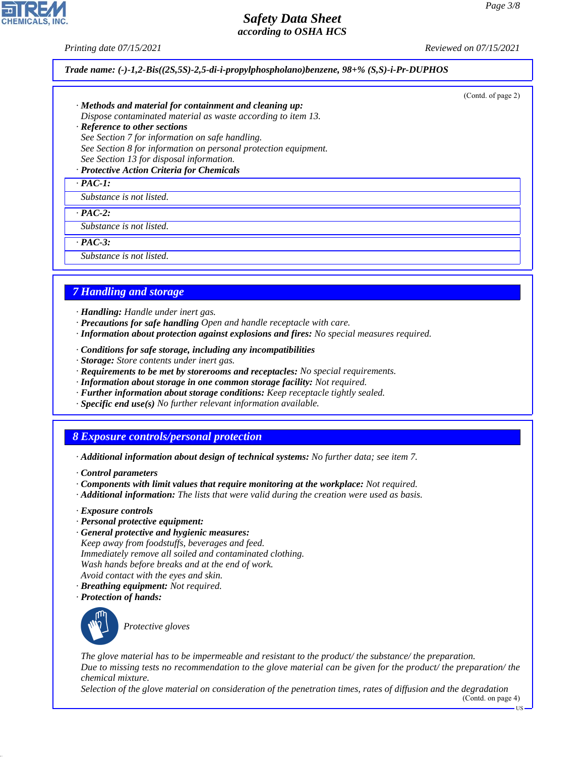Trade name: (-)-1,2-Bis((2S,5S)-2,5-di-i-propylphospholano)benzene, 98+% (S,S)-i-Pr-DUPHOS

(Contd. of page 2)

· **Methods and material for containment and cleaning up:**
Dispose contaminated material as waste according to item 13.
· **Reference to other sections**
See Section 7 for information on safe handling.
See Section 8 for information on personal protection equipment.
See Section 13 for disposal information.
· **Protective Action Criteria for Chemicals**

· **PAC-1:**
Substance is not listed.

· **PAC-2:**
Substance is not listed.

· **PAC-3:**
Substance is not listed.

## 7 Handling and storage

· **Handling:** Handle under inert gas.
· **Precautions for safe handling** Open and handle receptacle with care.
· **Information about protection against explosions and fires:** No special measures required.

· **Conditions for safe storage, including any incompatibilities**
· **Storage:** Store contents under inert gas.
· **Requirements to be met by storerooms and receptacles:** No special requirements.
· **Information about storage in one common storage facility:** Not required.
· **Further information about storage conditions:** Keep receptacle tightly sealed.
· **Specific end use(s)** No further relevant information available.

## 8 Exposure controls/personal protection

· **Additional information about design of technical systems:** No further data; see item 7.

· **Control parameters**
· **Components with limit values that require monitoring at the workplace:** Not required.
· **Additional information:** The lists that were valid during the creation were used as basis.

· **Exposure controls**
· **Personal protective equipment:**
· **General protective and hygienic measures:**
Keep away from foodstuffs, beverages and feed.
Immediately remove all soiled and contaminated clothing.
Wash hands before breaks and at the end of work.
Avoid contact with the eyes and skin.
· **Breathing equipment:** Not required.
· **Protection of hands:**

Protective gloves

The glove material has to be impermeable and resistant to the product/ the substance/ the preparation.
Due to missing tests no recommendation to the glove material can be given for the product/ the preparation/ the chemical mixture.
Selection of the glove material on consideration of the penetration times, rates of diffusion and the degradation

(Contd. on page 4)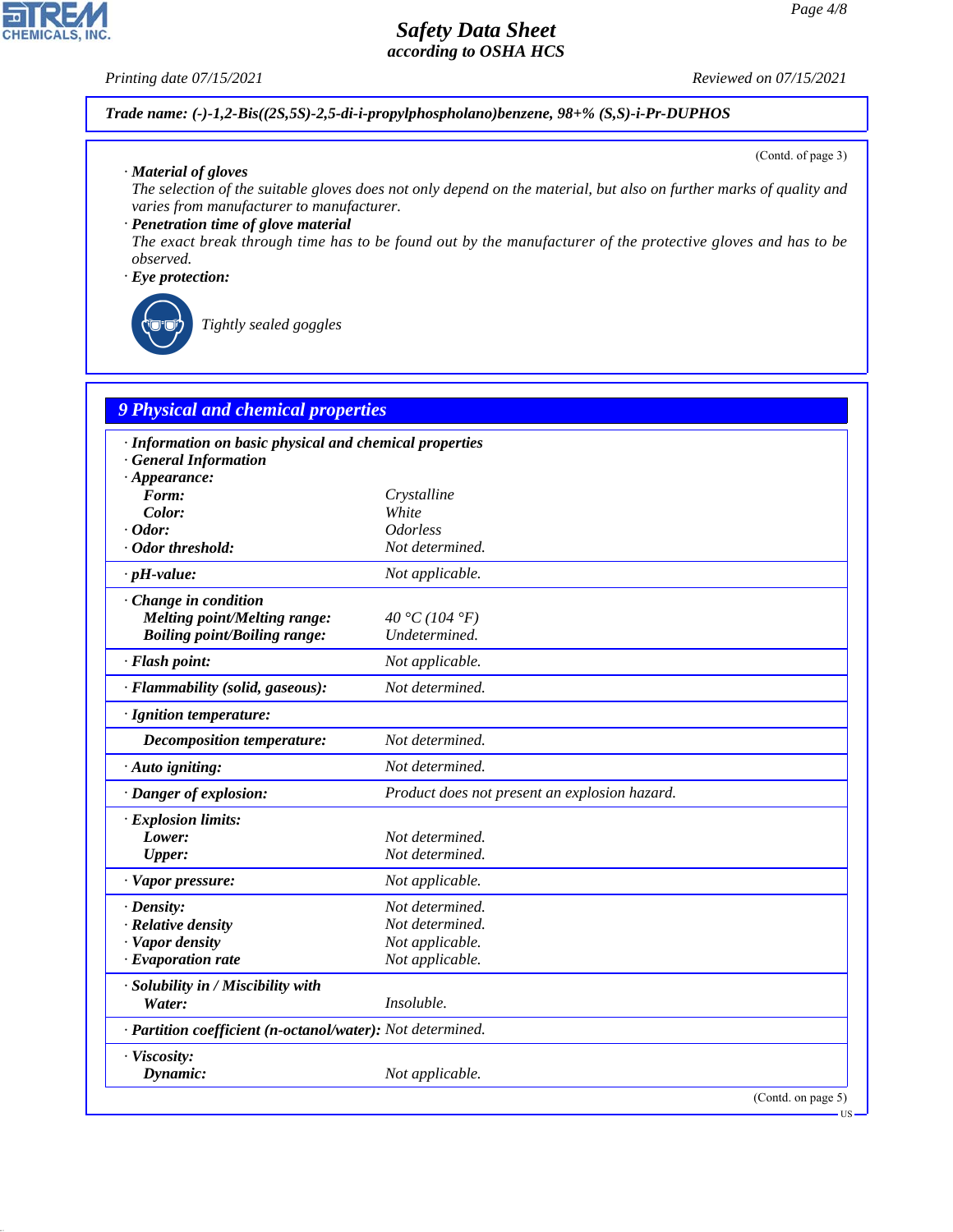**Trade name: (-)-1,2-Bis((2S,5S)-2,5-di-i-propylphospholano)benzene, 98+% (S,S)-i-Pr-DUPHOS**

(Contd. of page 3)

· **Material of gloves**
The selection of the suitable gloves does not only depend on the material, but also on further marks of quality and varies from manufacturer to manufacturer.

· **Penetration time of glove material**
The exact break through time has to be found out by the manufacturer of the protective gloves and has to be observed.

· **Eye protection:**

Tightly sealed goggles

## 9 Physical and chemical properties

| | |
|---|---|
| · **Information on basic physical and chemical properties** | |
| · **General Information** | |
| · **Appearance:** | |
| **Form:** | Crystalline |
| **Color:** | White |
| · **Odor:** | Odorless |
| · **Odor threshold:** | Not determined. |
| · **pH-value:** | Not applicable. |
| · **Change in condition** | |
| **Melting point/Melting range:** | 40 °C (104 °F) |
| **Boiling point/Boiling range:** | Undetermined. |
| · **Flash point:** | Not applicable. |
| · **Flammability (solid, gaseous):** | Not determined. |
| · **Ignition temperature:** | |
| **Decomposition temperature:** | Not determined. |
| · **Auto igniting:** | Not determined. |
| · **Danger of explosion:** | Product does not present an explosion hazard. |
| · **Explosion limits:** | |
| **Lower:** | Not determined. |
| **Upper:** | Not determined. |
| · **Vapor pressure:** | Not applicable. |
| · **Density:** | Not determined. |
| · **Relative density** | Not determined. |
| · **Vapor density** | Not applicable. |
| · **Evaporation rate** | Not applicable. |
| · **Solubility in / Miscibility with** | |
| **Water:** | Insoluble. |
| · **Partition coefficient (n-octanol/water):** | Not determined. |
| · **Viscosity:** | |
| **Dynamic:** | Not applicable. |

(Contd. on page 5)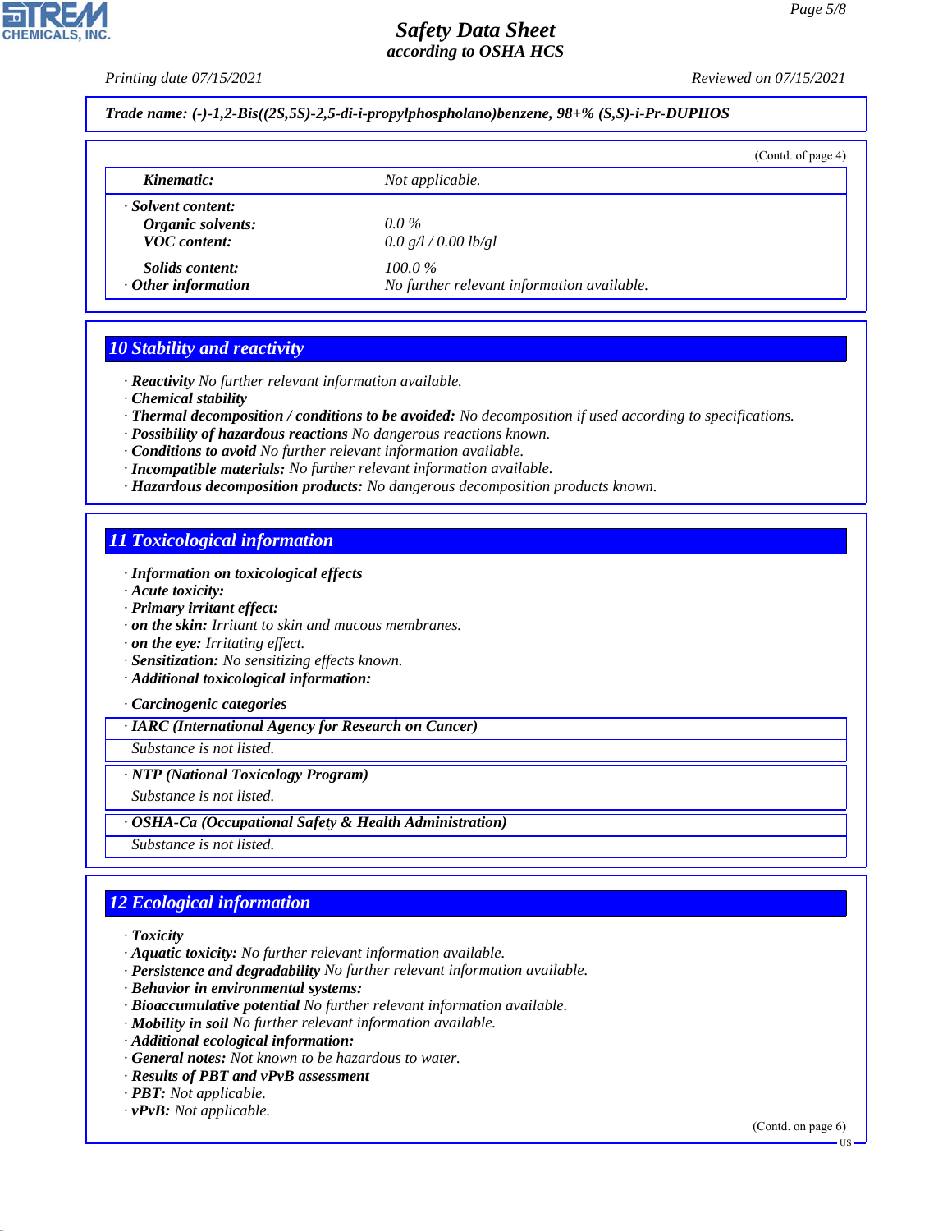**Trade name: (-)-1,2-Bis((2S,5S)-2,5-di-i-propylphospholano)benzene, 98+% (S,S)-i-Pr-DUPHOS**

(Contd. of page 4)

| | |
|---|---|
| **Kinematic:** | Not applicable. |
| **· Solvent content:** | |
| **Organic solvents:** | 0.0 % |
| **VOC content:** | 0.0 g/l / 0.00 lb/gl |
| **Solids content:** | 100.0 % |
| **· Other information** | No further relevant information available. |

## 10 Stability and reactivity

- **Reactivity** No further relevant information available.
- **Chemical stability**
- **Thermal decomposition / conditions to be avoided:** No decomposition if used according to specifications.
- **Possibility of hazardous reactions** No dangerous reactions known.
- **Conditions to avoid** No further relevant information available.
- **Incompatible materials:** No further relevant information available.
- **Hazardous decomposition products:** No dangerous decomposition products known.

## 11 Toxicological information

- **Information on toxicological effects**
- **Acute toxicity:**
- **Primary irritant effect:**
- **on the skin:** Irritant to skin and mucous membranes.
- **on the eye:** Irritating effect.
- **Sensitization:** No sensitizing effects known.
- **Additional toxicological information:**

- **Carcinogenic categories**

| **· IARC (International Agency for Research on Cancer)** |
|---|
| Substance is not listed. |

| **· NTP (National Toxicology Program)** |
|---|
| Substance is not listed. |

| **· OSHA-Ca (Occupational Safety & Health Administration)** |
|---|
| Substance is not listed. |

## 12 Ecological information

- **Toxicity**
- **Aquatic toxicity:** No further relevant information available.
- **Persistence and degradability** No further relevant information available.
- **Behavior in environmental systems:**
- **Bioaccumulative potential** No further relevant information available.
- **Mobility in soil** No further relevant information available.
- **Additional ecological information:**
- **General notes:** Not known to be hazardous to water.
- **Results of PBT and vPvB assessment**
- **PBT:** Not applicable.
- **vPvB:** Not applicable.

(Contd. on page 6)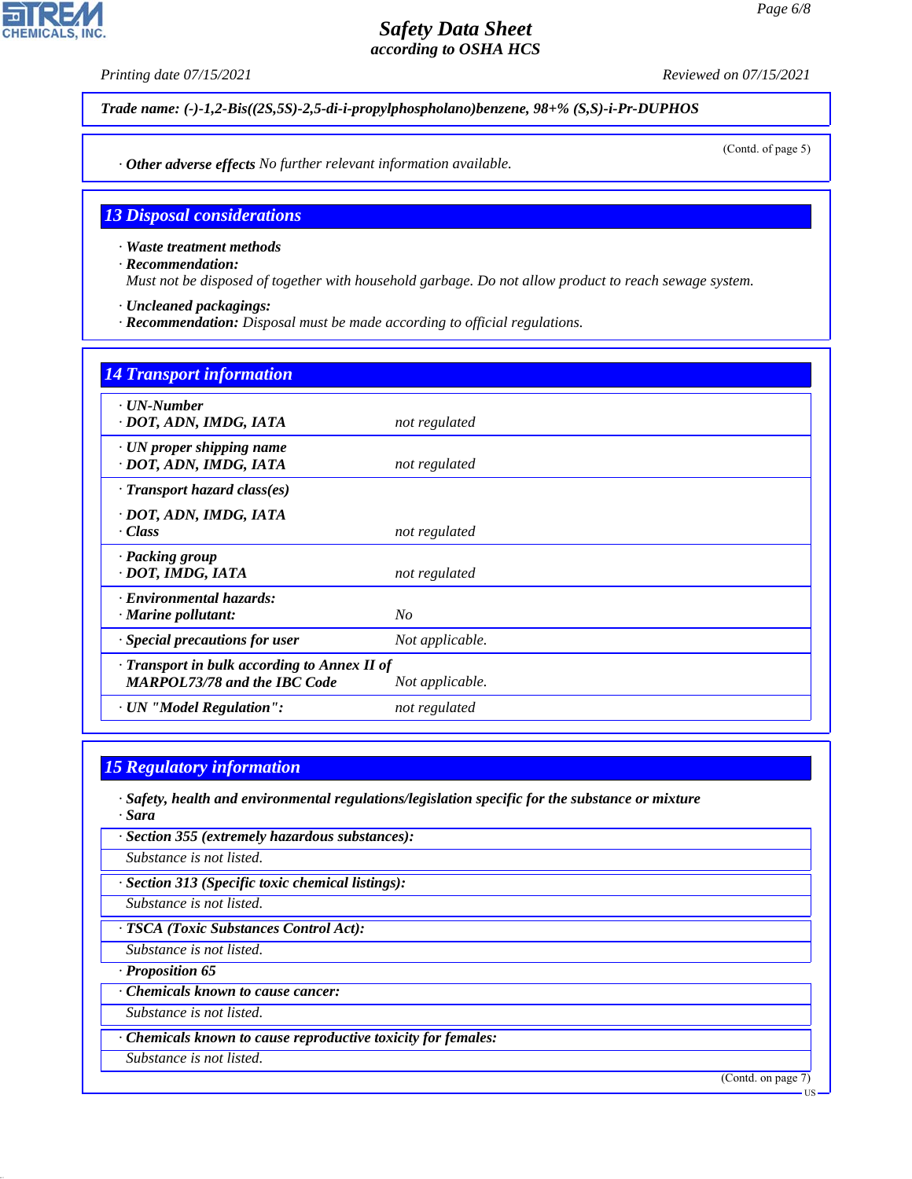Trade name: (-)-1,2-Bis((2S,5S)-2,5-di-i-propylphospholano)benzene, 98+% (S,S)-i-Pr-DUPHOS

(Contd. of page 5)

· **Other adverse effects** No further relevant information available.

## 13 Disposal considerations

· **Waste treatment methods**
· **Recommendation:**
Must not be disposed of together with household garbage. Do not allow product to reach sewage system.

· **Uncleaned packagings:**
· **Recommendation:** Disposal must be made according to official regulations.

## 14 Transport information

| | |
|---|---|
| · **UN-Number**<br>· **DOT, ADN, IMDG, IATA** | not regulated |
| · **UN proper shipping name**<br>· **DOT, ADN, IMDG, IATA** | not regulated |
| · **Transport hazard class(es)**<br>· **DOT, ADN, IMDG, IATA**<br>· **Class** | not regulated |
| · **Packing group**<br>· **DOT, IMDG, IATA** | not regulated |
| · **Environmental hazards:**<br>· **Marine pollutant:** | No |
| · **Special precautions for user** | Not applicable. |
| · **Transport in bulk according to Annex II of MARPOL73/78 and the IBC Code** | Not applicable. |
| · **UN "Model Regulation":** | not regulated |

## 15 Regulatory information

· **Safety, health and environmental regulations/legislation specific for the substance or mixture**
· **Sara**

· **Section 355 (extremely hazardous substances):**
Substance is not listed.

· **Section 313 (Specific toxic chemical listings):**
Substance is not listed.

· **TSCA (Toxic Substances Control Act):**
Substance is not listed.

· **Proposition 65**

· **Chemicals known to cause cancer:**
Substance is not listed.

· **Chemicals known to cause reproductive toxicity for females:**
Substance is not listed.

(Contd. on page 7)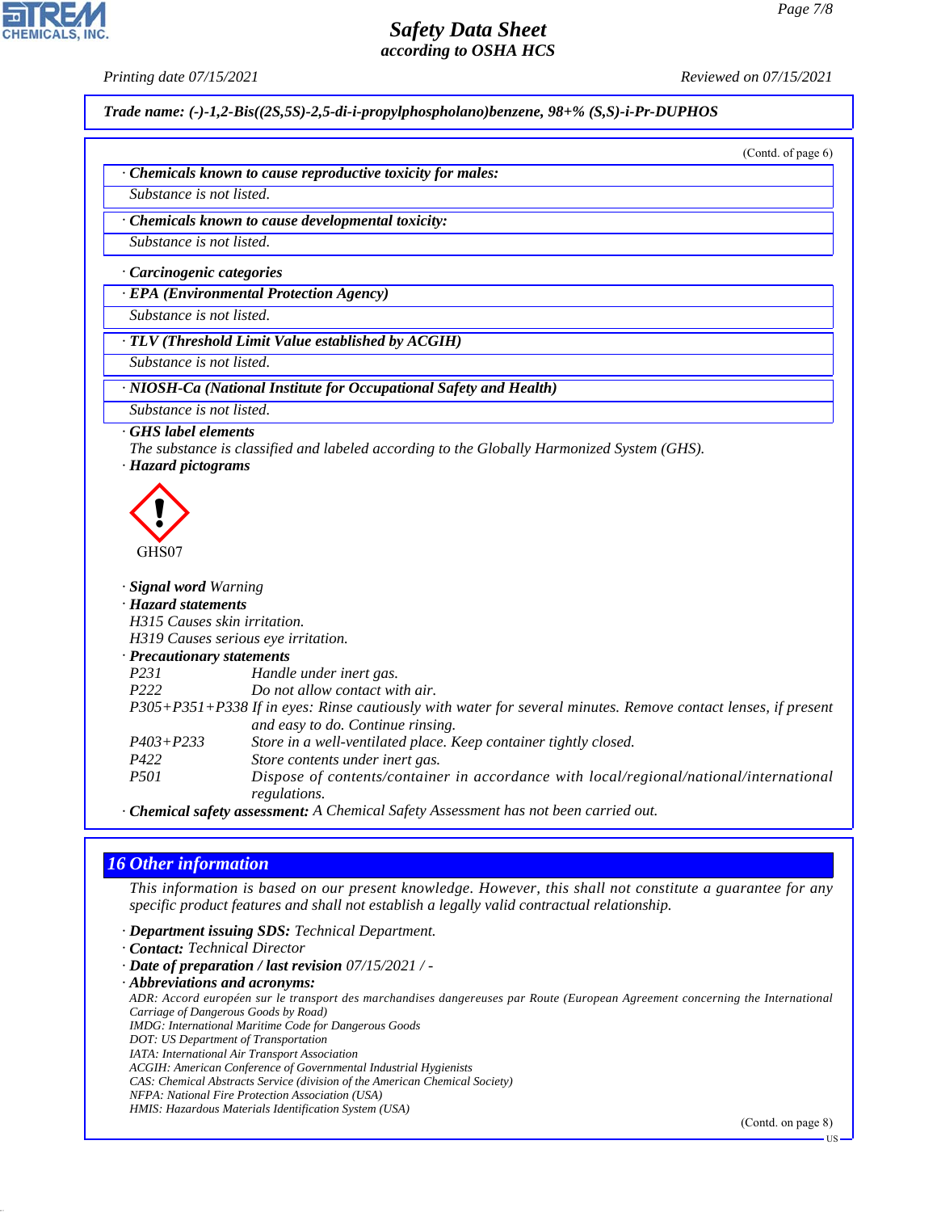**Trade name: (-)-1,2-Bis((2S,5S)-2,5-di-i-propylphospholano)benzene, 98+% (S,S)-i-Pr-DUPHOS**

(Contd. of page 6)

· **Chemicals known to cause reproductive toxicity for males:**

Substance is not listed.

· **Chemicals known to cause developmental toxicity:**

Substance is not listed.

· **Carcinogenic categories**

· **EPA (Environmental Protection Agency)**

Substance is not listed.

· **TLV (Threshold Limit Value established by ACGIH)**

Substance is not listed.

· **NIOSH-Ca (National Institute for Occupational Safety and Health)**

Substance is not listed.

· **GHS label elements**

The substance is classified and labeled according to the Globally Harmonized System (GHS).

· **Hazard pictograms**

GHS07

· **Signal word** Warning

· **Hazard statements**

H315 Causes skin irritation.
H319 Causes serious eye irritation.

· **Precautionary statements**

| | |
|---|---|
| P231 | Handle under inert gas. |
| P222 | Do not allow contact with air. |
| P305+P351+P338 | If in eyes: Rinse cautiously with water for several minutes. Remove contact lenses, if present and easy to do. Continue rinsing. |
| P403+P233 | Store in a well-ventilated place. Keep container tightly closed. |
| P422 | Store contents under inert gas. |
| P501 | Dispose of contents/container in accordance with local/regional/national/international regulations. |

· **Chemical safety assessment:** A Chemical Safety Assessment has not been carried out.

## 16 Other information

This information is based on our present knowledge. However, this shall not constitute a guarantee for any specific product features and shall not establish a legally valid contractual relationship.

· **Department issuing SDS:** Technical Department.

· **Contact:** Technical Director

· **Date of preparation / last revision** 07/15/2021 / -

· **Abbreviations and acronyms:**

ADR: Accord européen sur le transport des marchandises dangereuses par Route (European Agreement concerning the International Carriage of Dangerous Goods by Road)
IMDG: International Maritime Code for Dangerous Goods
DOT: US Department of Transportation
IATA: International Air Transport Association
ACGIH: American Conference of Governmental Industrial Hygienists
CAS: Chemical Abstracts Service (division of the American Chemical Society)
NFPA: National Fire Protection Association (USA)
HMIS: Hazardous Materials Identification System (USA)

(Contd. on page 8)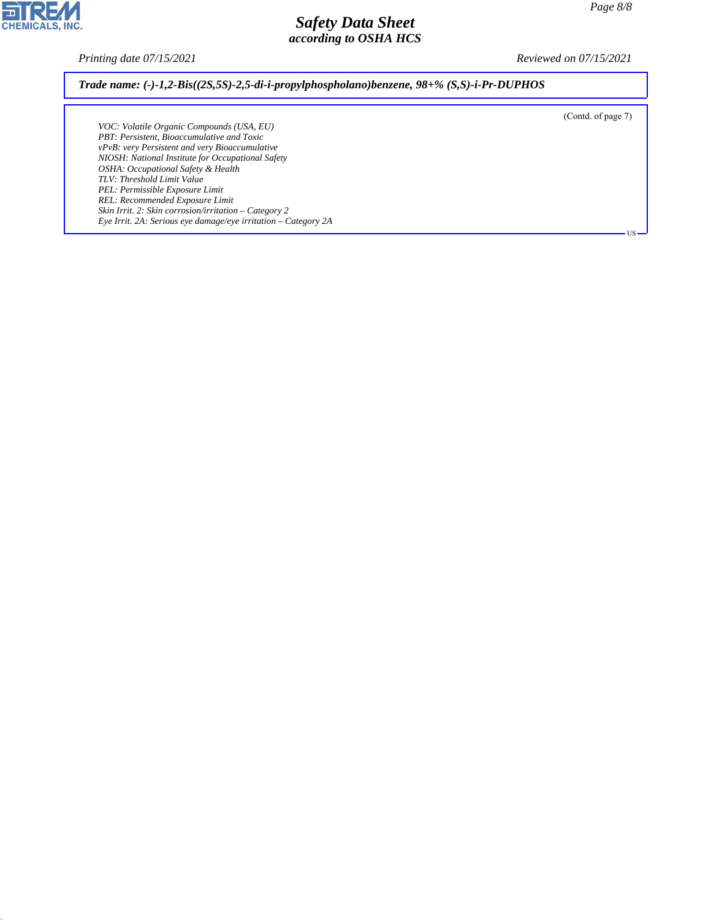*Trade name: (-)-1,2-Bis((2S,5S)-2,5-di-i-propylphospholano)benzene, 98+% (S,S)-i-Pr-DUPHOS*

(Contd. of page 7)

*VOC: Volatile Organic Compounds (USA, EU)*
*PBT: Persistent, Bioaccumulative and Toxic*
*vPvB: very Persistent and very Bioaccumulative*
*NIOSH: National Institute for Occupational Safety*
*OSHA: Occupational Safety & Health*
*TLV: Threshold Limit Value*
*PEL: Permissible Exposure Limit*
*REL: Recommended Exposure Limit*
*Skin Irrit. 2: Skin corrosion/irritation – Category 2*
*Eye Irrit. 2A: Serious eye damage/eye irritation – Category 2A*

US